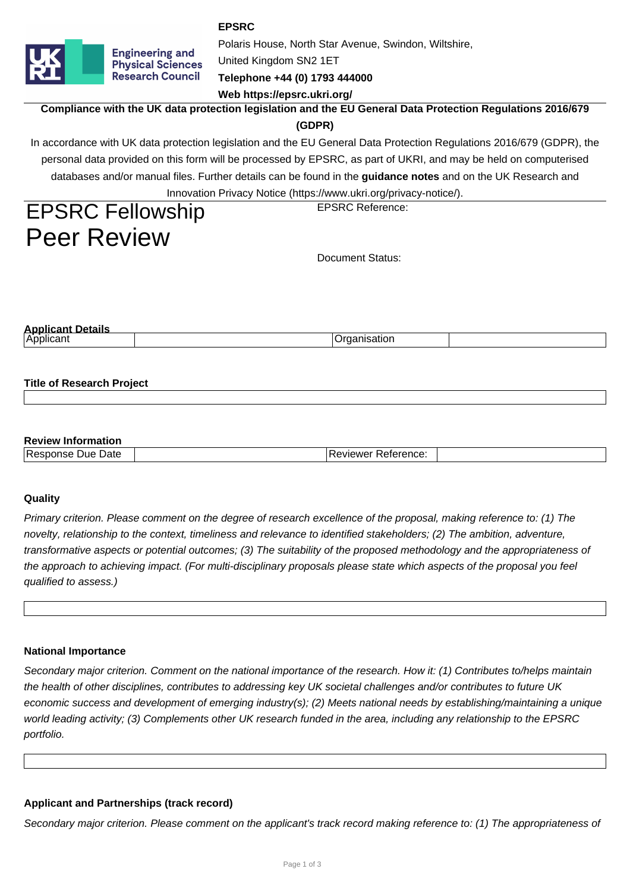**EPSRC**

Polaris House, North Star Avenue, Swindon, Wiltshire,
United Kingdom SN2 1ET

**Telephone +44 (0) 1793 444000**

**Web https://epsrc.ukri.org/**

**Compliance with the UK data protection legislation and the EU General Data Protection Regulations 2016/679 (GDPR)**

In accordance with UK data protection legislation and the EU General Data Protection Regulations 2016/679 (GDPR), the personal data provided on this form will be processed by EPSRC, as part of UKRI, and may be held on computerised databases and/or manual files. Further details can be found in the **guidance notes** and on the UK Research and Innovation Privacy Notice (https://www.ukri.org/privacy-notice/).

# EPSRC Fellowship Peer Review

EPSRC Reference:

Document Status:

**Applicant Details**

| Applicant | | Organisation | |
|---|---|---|---|

**Title of Research Project**

| |
|---|

**Review Information**

| Response Due Date | | Reviewer Reference: | |
|---|---|---|---|

**Quality**

*Primary criterion. Please comment on the degree of research excellence of the proposal, making reference to: (1) The novelty, relationship to the context, timeliness and relevance to identified stakeholders; (2) The ambition, adventure, transformative aspects or potential outcomes; (3) The suitability of the proposed methodology and the appropriateness of the approach to achieving impact. (For multi-disciplinary proposals please state which aspects of the proposal you feel qualified to assess.)*

| |
|---|

**National Importance**

*Secondary major criterion. Comment on the national importance of the research. How it: (1) Contributes to/helps maintain the health of other disciplines, contributes to addressing key UK societal challenges and/or contributes to future UK economic success and development of emerging industry(s); (2) Meets national needs by establishing/maintaining a unique world leading activity; (3) Complements other UK research funded in the area, including any relationship to the EPSRC portfolio.*

| |
|---|

**Applicant and Partnerships (track record)**

*Secondary major criterion. Please comment on the applicant's track record making reference to: (1) The appropriateness of*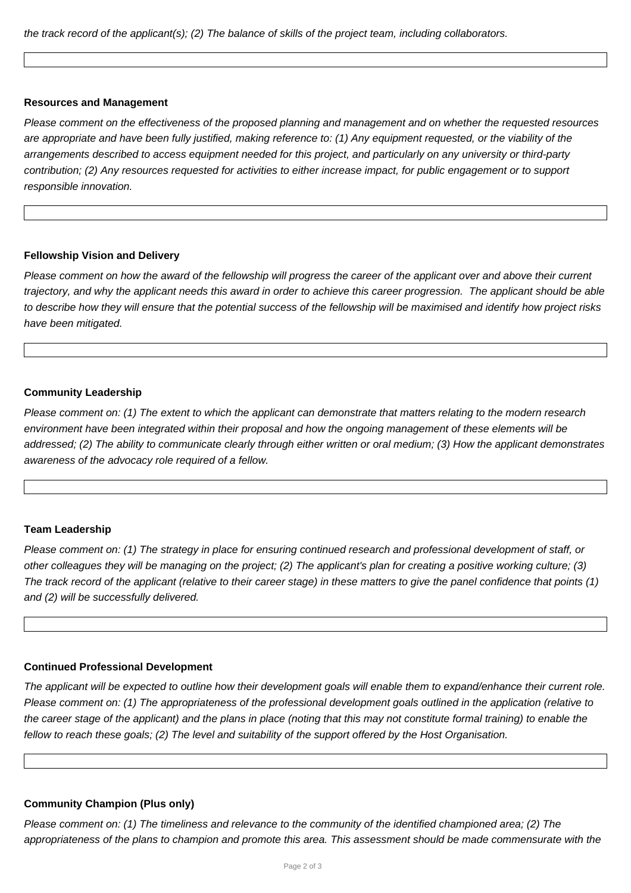*the track record of the applicant(s); (2) The balance of skills of the project team, including collaborators.*

**Resources and Management**

*Please comment on the effectiveness of the proposed planning and management and on whether the requested resources are appropriate and have been fully justified, making reference to: (1) Any equipment requested, or the viability of the arrangements described to access equipment needed for this project, and particularly on any university or third-party contribution; (2) Any resources requested for activities to either increase impact, for public engagement or to support responsible innovation.*

**Fellowship Vision and Delivery**

*Please comment on how the award of the fellowship will progress the career of the applicant over and above their current trajectory, and why the applicant needs this award in order to achieve this career progression. The applicant should be able to describe how they will ensure that the potential success of the fellowship will be maximised and identify how project risks have been mitigated.*

**Community Leadership**

*Please comment on: (1) The extent to which the applicant can demonstrate that matters relating to the modern research environment have been integrated within their proposal and how the ongoing management of these elements will be addressed; (2) The ability to communicate clearly through either written or oral medium; (3) How the applicant demonstrates awareness of the advocacy role required of a fellow.*

**Team Leadership**

*Please comment on: (1) The strategy in place for ensuring continued research and professional development of staff, or other colleagues they will be managing on the project; (2) The applicant's plan for creating a positive working culture; (3) The track record of the applicant (relative to their career stage) in these matters to give the panel confidence that points (1) and (2) will be successfully delivered.*

**Continued Professional Development**

*The applicant will be expected to outline how their development goals will enable them to expand/enhance their current role. Please comment on: (1) The appropriateness of the professional development goals outlined in the application (relative to the career stage of the applicant) and the plans in place (noting that this may not constitute formal training) to enable the fellow to reach these goals; (2) The level and suitability of the support offered by the Host Organisation.*

**Community Champion (Plus only)**

*Please comment on: (1) The timeliness and relevance to the community of the identified championed area; (2) The appropriateness of the plans to champion and promote this area. This assessment should be made commensurate with the*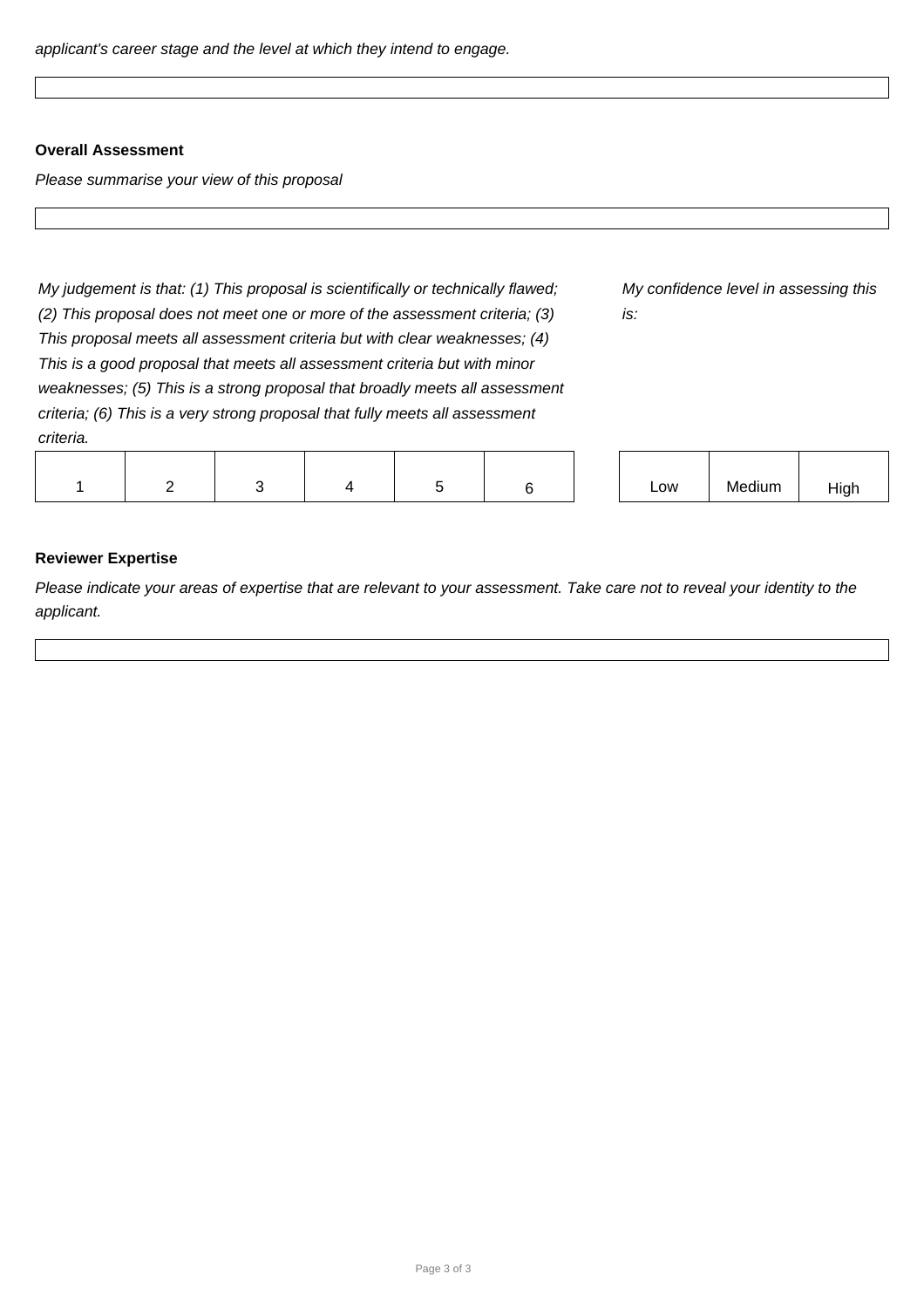*applicant's career stage and the level at which they intend to engage.*

| |
|---|
| |

**Overall Assessment**

*Please summarise your view of this proposal*

| |
|---|
| |

*My judgement is that: (1) This proposal is scientifically or technically flawed; (2) This proposal does not meet one or more of the assessment criteria; (3) This proposal meets all assessment criteria but with clear weaknesses; (4) This is a good proposal that meets all assessment criteria but with minor weaknesses; (5) This is a strong proposal that broadly meets all assessment criteria; (6) This is a very strong proposal that fully meets all assessment criteria.*

| | | | | | |
|---|---|---|---|---|---|
| 1 | 2 | 3 | 4 | 5 | 6 |

*My confidence level in assessing this is:*

| | | |
|---|---|---|
| Low | Medium | High |

**Reviewer Expertise**

*Please indicate your areas of expertise that are relevant to your assessment. Take care not to reveal your identity to the applicant.*

| |
|---|
| |